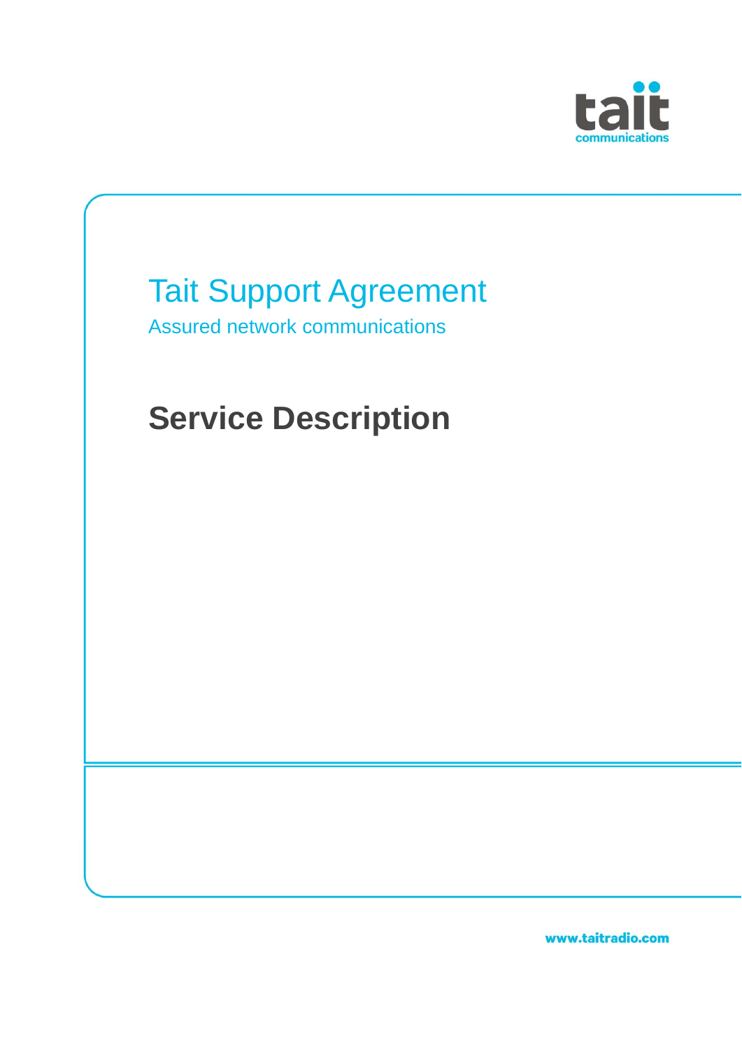tait
communications

# Tait Support Agreement

Assured network communications

## Service Description

www.taitradio.com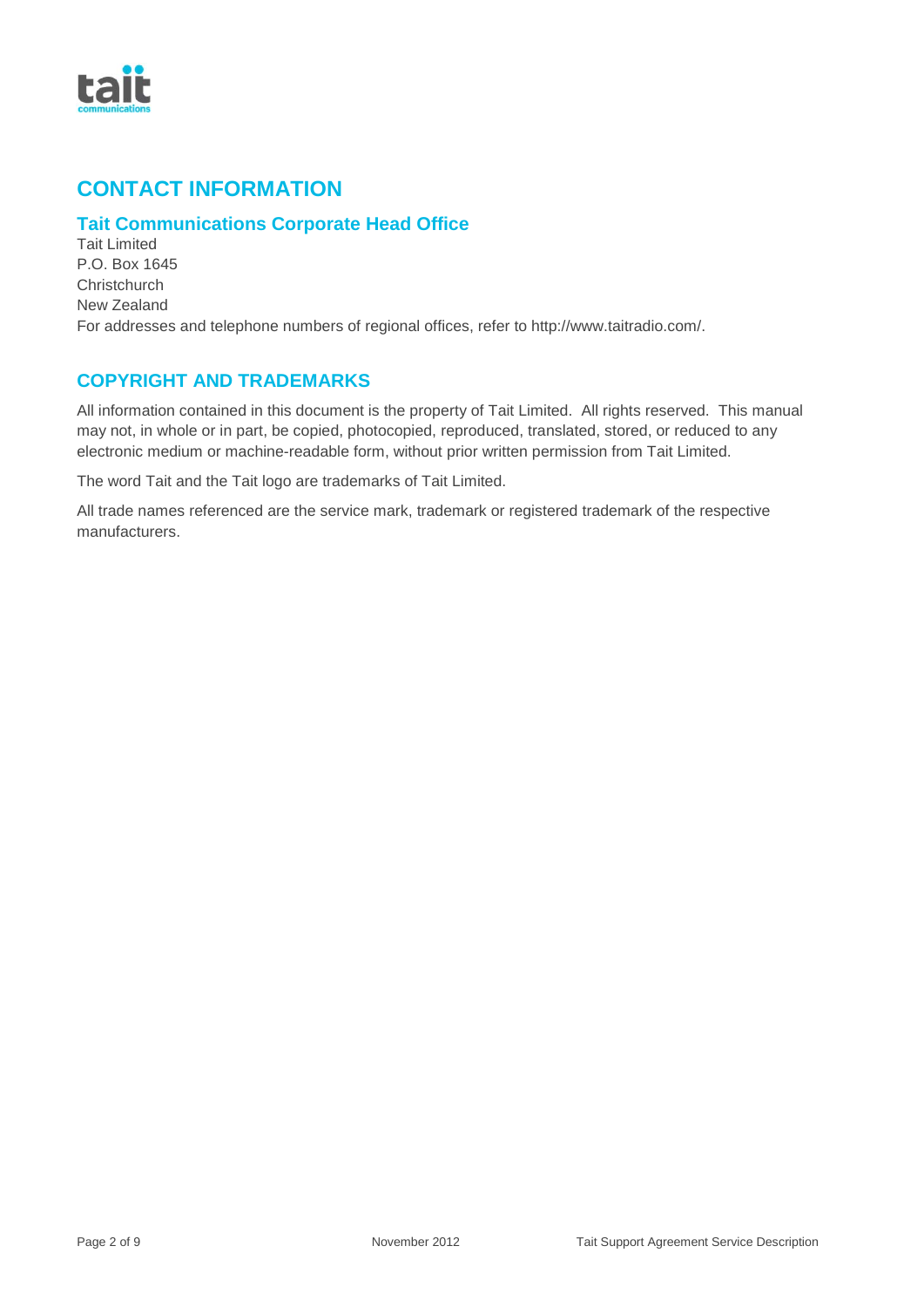# CONTACT INFORMATION

## Tait Communications Corporate Head Office

Tait Limited
P.O. Box 1645
Christchurch
New Zealand
For addresses and telephone numbers of regional offices, refer to http://www.taitradio.com/.

# COPYRIGHT AND TRADEMARKS

All information contained in this document is the property of Tait Limited. All rights reserved. This manual may not, in whole or in part, be copied, photocopied, reproduced, translated, stored, or reduced to any electronic medium or machine-readable form, without prior written permission from Tait Limited.

The word Tait and the Tait logo are trademarks of Tait Limited.

All trade names referenced are the service mark, trademark or registered trademark of the respective manufacturers.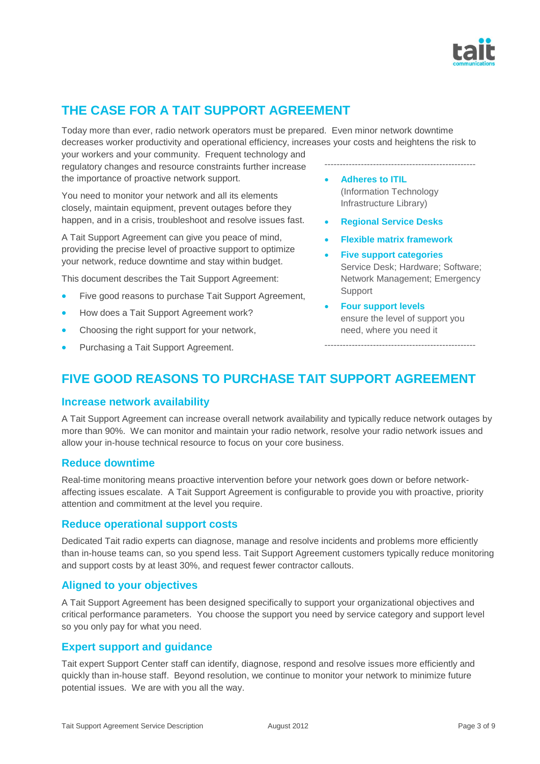## THE CASE FOR A TAIT SUPPORT AGREEMENT

Today more than ever, radio network operators must be prepared. Even minor network downtime decreases worker productivity and operational efficiency, increases your costs and heightens the risk to your workers and your community. Frequent technology and regulatory changes and resource constraints further increase the importance of proactive network support.

You need to monitor your network and all its elements closely, maintain equipment, prevent outages before they happen, and in a crisis, troubleshoot and resolve issues fast.

A Tait Support Agreement can give you peace of mind, providing the precise level of proactive support to optimize your network, reduce downtime and stay within budget.

This document describes the Tait Support Agreement:

- Five good reasons to purchase Tait Support Agreement,
- How does a Tait Support Agreement work?
- Choosing the right support for your network,
- Purchasing a Tait Support Agreement.

---

- **Adheres to ITIL** (Information Technology Infrastructure Library)
- **Regional Service Desks**
- **Flexible matrix framework**
- **Five support categories** Service Desk; Hardware; Software; Network Management; Emergency Support
- **Four support levels** ensure the level of support you need, where you need it

---

## FIVE GOOD REASONS TO PURCHASE TAIT SUPPORT AGREEMENT

### Increase network availability

A Tait Support Agreement can increase overall network availability and typically reduce network outages by more than 90%. We can monitor and maintain your radio network, resolve your radio network issues and allow your in-house technical resource to focus on your core business.

### Reduce downtime

Real-time monitoring means proactive intervention before your network goes down or before network-affecting issues escalate. A Tait Support Agreement is configurable to provide you with proactive, priority attention and commitment at the level you require.

### Reduce operational support costs

Dedicated Tait radio experts can diagnose, manage and resolve incidents and problems more efficiently than in-house teams can, so you spend less. Tait Support Agreement customers typically reduce monitoring and support costs by at least 30%, and request fewer contractor callouts.

### Aligned to your objectives

A Tait Support Agreement has been designed specifically to support your organizational objectives and critical performance parameters. You choose the support you need by service category and support level so you only pay for what you need.

### Expert support and guidance

Tait expert Support Center staff can identify, diagnose, respond and resolve issues more efficiently and quickly than in-house staff. Beyond resolution, we continue to monitor your network to minimize future potential issues. We are with you all the way.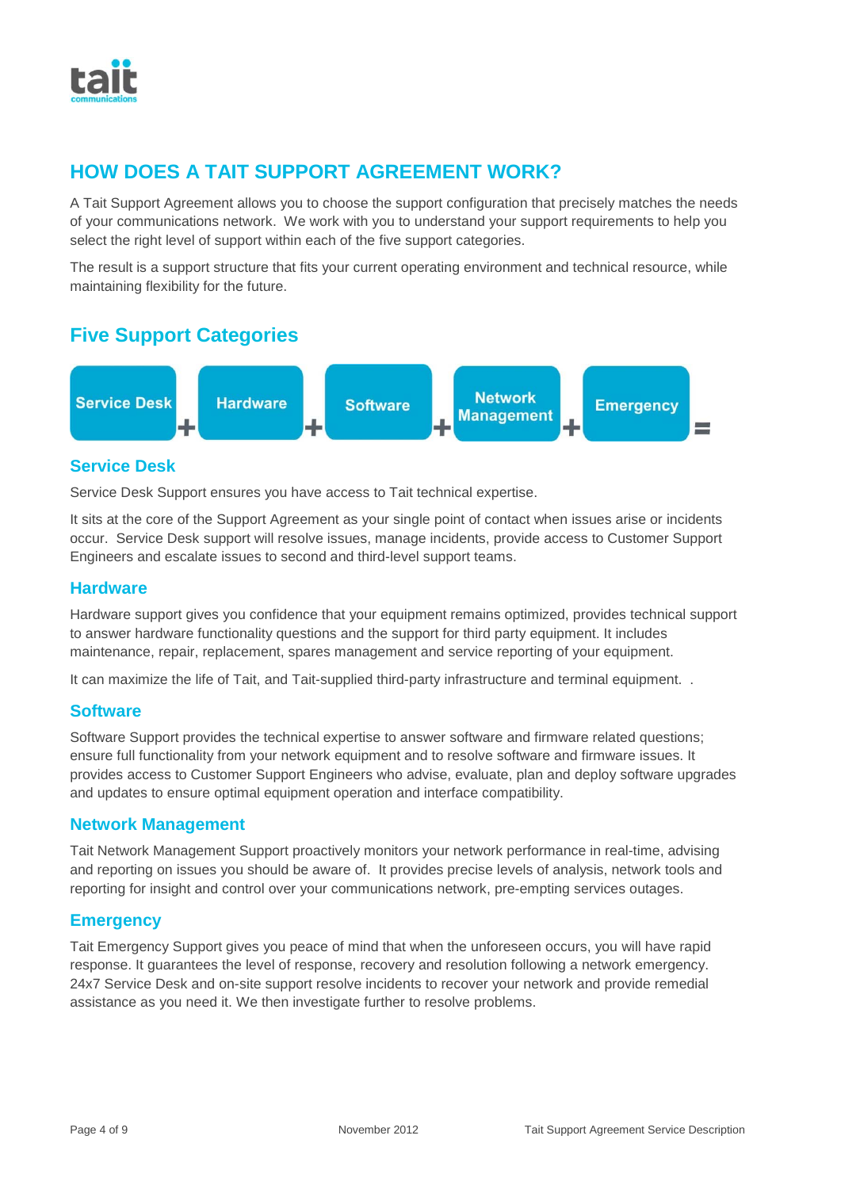# HOW DOES A TAIT SUPPORT AGREEMENT WORK?

A Tait Support Agreement allows you to choose the support configuration that precisely matches the needs of your communications network. We work with you to understand your support requirements to help you select the right level of support within each of the five support categories.

The result is a support structure that fits your current operating environment and technical resource, while maintaining flexibility for the future.

## Five Support Categories

Service Desk + Hardware + Software + Network Management + Emergency =

### Service Desk

Service Desk Support ensures you have access to Tait technical expertise.

It sits at the core of the Support Agreement as your single point of contact when issues arise or incidents occur. Service Desk support will resolve issues, manage incidents, provide access to Customer Support Engineers and escalate issues to second and third-level support teams.

### Hardware

Hardware support gives you confidence that your equipment remains optimized, provides technical support to answer hardware functionality questions and the support for third party equipment. It includes maintenance, repair, replacement, spares management and service reporting of your equipment.

It can maximize the life of Tait, and Tait-supplied third-party infrastructure and terminal equipment. .

### Software

Software Support provides the technical expertise to answer software and firmware related questions; ensure full functionality from your network equipment and to resolve software and firmware issues. It provides access to Customer Support Engineers who advise, evaluate, plan and deploy software upgrades and updates to ensure optimal equipment operation and interface compatibility.

### Network Management

Tait Network Management Support proactively monitors your network performance in real-time, advising and reporting on issues you should be aware of. It provides precise levels of analysis, network tools and reporting for insight and control over your communications network, pre-empting services outages.

### Emergency

Tait Emergency Support gives you peace of mind that when the unforeseen occurs, you will have rapid response. It guarantees the level of response, recovery and resolution following a network emergency. 24x7 Service Desk and on-site support resolve incidents to recover your network and provide remedial assistance as you need it. We then investigate further to resolve problems.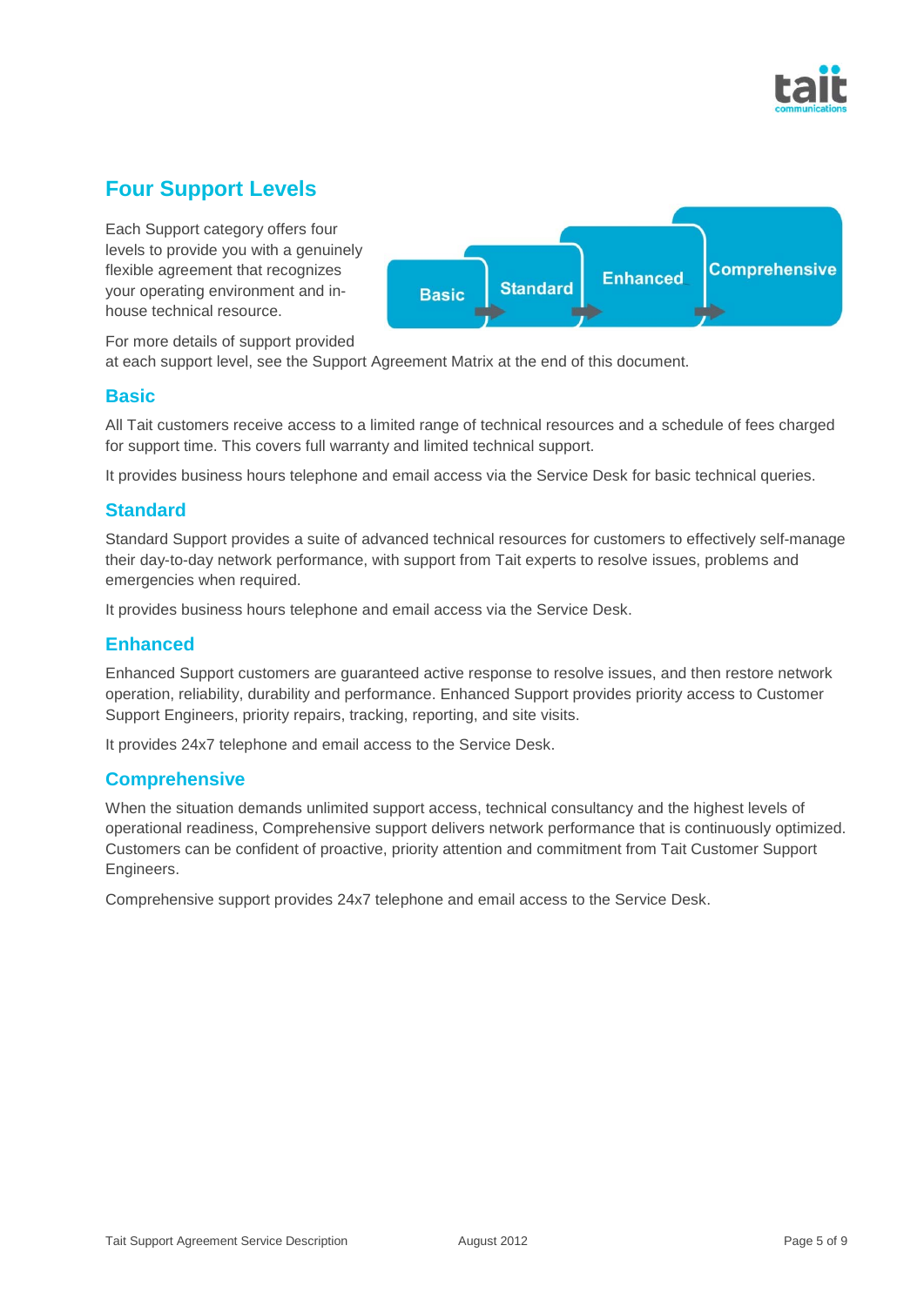## Four Support Levels

Each Support category offers four levels to provide you with a genuinely flexible agreement that recognizes your operating environment and in-house technical resource.

Basic → Standard → Enhanced → Comprehensive

For more details of support provided at each support level, see the Support Agreement Matrix at the end of this document.

### Basic

All Tait customers receive access to a limited range of technical resources and a schedule of fees charged for support time. This covers full warranty and limited technical support.

It provides business hours telephone and email access via the Service Desk for basic technical queries.

### Standard

Standard Support provides a suite of advanced technical resources for customers to effectively self-manage their day-to-day network performance, with support from Tait experts to resolve issues, problems and emergencies when required.

It provides business hours telephone and email access via the Service Desk.

### Enhanced

Enhanced Support customers are guaranteed active response to resolve issues, and then restore network operation, reliability, durability and performance. Enhanced Support provides priority access to Customer Support Engineers, priority repairs, tracking, reporting, and site visits.

It provides 24x7 telephone and email access to the Service Desk.

### Comprehensive

When the situation demands unlimited support access, technical consultancy and the highest levels of operational readiness, Comprehensive support delivers network performance that is continuously optimized. Customers can be confident of proactive, priority attention and commitment from Tait Customer Support Engineers.

Comprehensive support provides 24x7 telephone and email access to the Service Desk.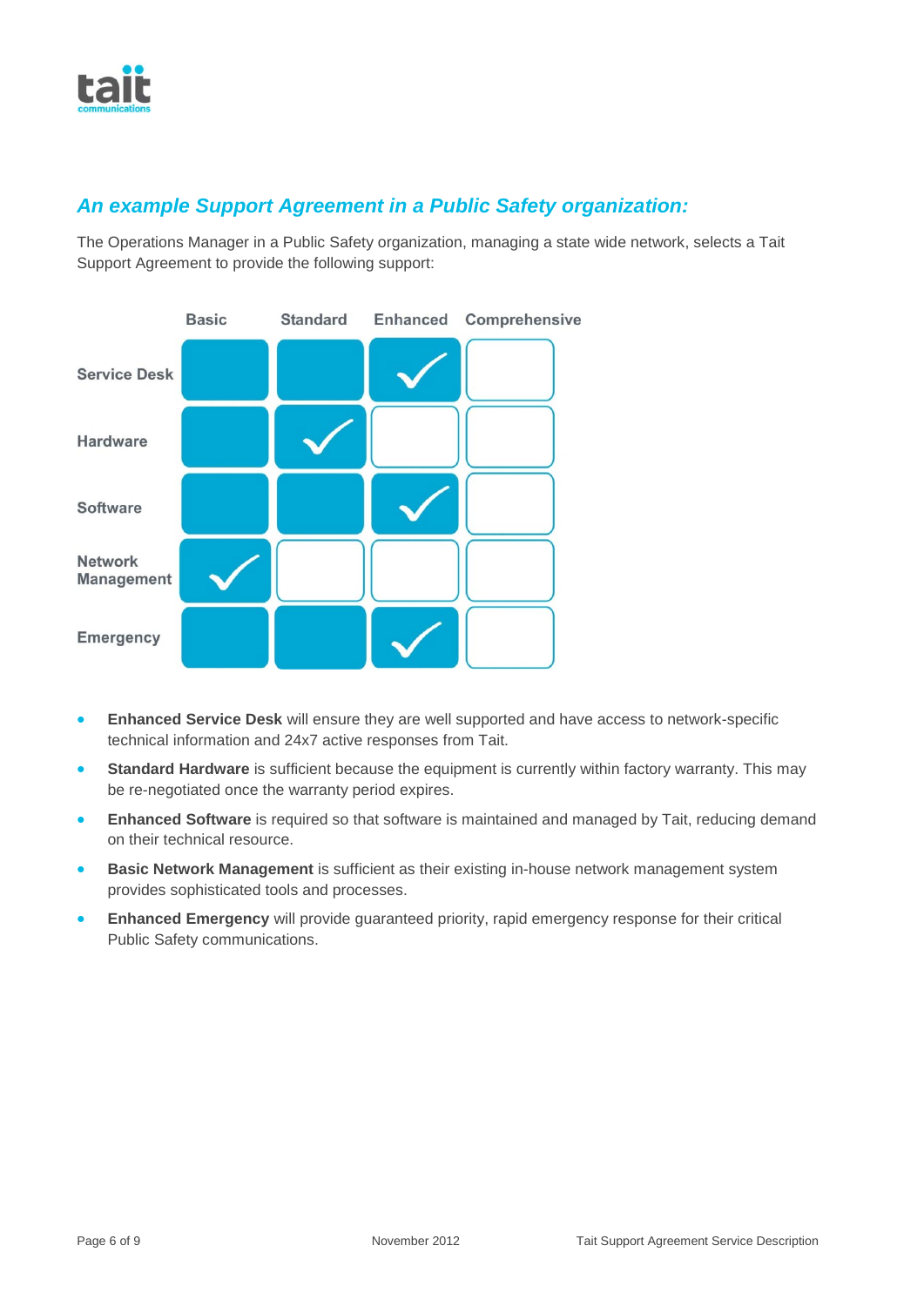## *An example Support Agreement in a Public Safety organization:*

The Operations Manager in a Public Safety organization, managing a state wide network, selects a Tait Support Agreement to provide the following support:

| | Basic | Standard | Enhanced | Comprehensive |
|---|---|---|---|---|
| Service Desk | | | ✓ | |
| Hardware | | ✓ | | |
| Software | | | ✓ | |
| Network Management | ✓ | | | |
| Emergency | | | ✓ | |

- **Enhanced Service Desk** will ensure they are well supported and have access to network-specific technical information and 24x7 active responses from Tait.
- **Standard Hardware** is sufficient because the equipment is currently within factory warranty. This may be re-negotiated once the warranty period expires.
- **Enhanced Software** is required so that software is maintained and managed by Tait, reducing demand on their technical resource.
- **Basic Network Management** is sufficient as their existing in-house network management system provides sophisticated tools and processes.
- **Enhanced Emergency** will provide guaranteed priority, rapid emergency response for their critical Public Safety communications.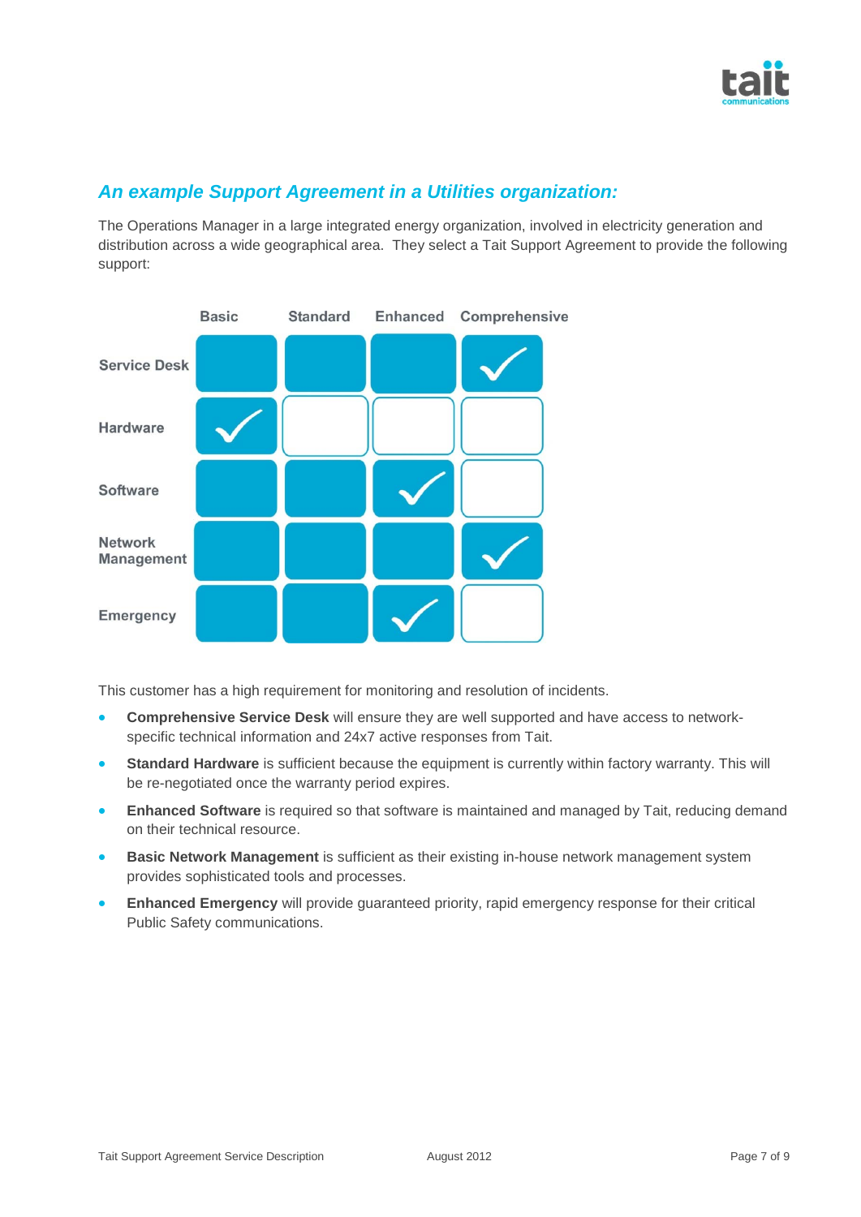## *An example Support Agreement in a Utilities organization:*

The Operations Manager in a large integrated energy organization, involved in electricity generation and distribution across a wide geographical area. They select a Tait Support Agreement to provide the following support:

| | Basic | Standard | Enhanced | Comprehensive |
|---|---|---|---|---|
| Service Desk | | | | ✓ |
| Hardware | ✓ | | | |
| Software | | | ✓ | |
| Network Management | | | | ✓ |
| Emergency | | | ✓ | |

This customer has a high requirement for monitoring and resolution of incidents.

- **Comprehensive Service Desk** will ensure they are well supported and have access to network-specific technical information and 24x7 active responses from Tait.
- **Standard Hardware** is sufficient because the equipment is currently within factory warranty. This will be re-negotiated once the warranty period expires.
- **Enhanced Software** is required so that software is maintained and managed by Tait, reducing demand on their technical resource.
- **Basic Network Management** is sufficient as their existing in-house network management system provides sophisticated tools and processes.
- **Enhanced Emergency** will provide guaranteed priority, rapid emergency response for their critical Public Safety communications.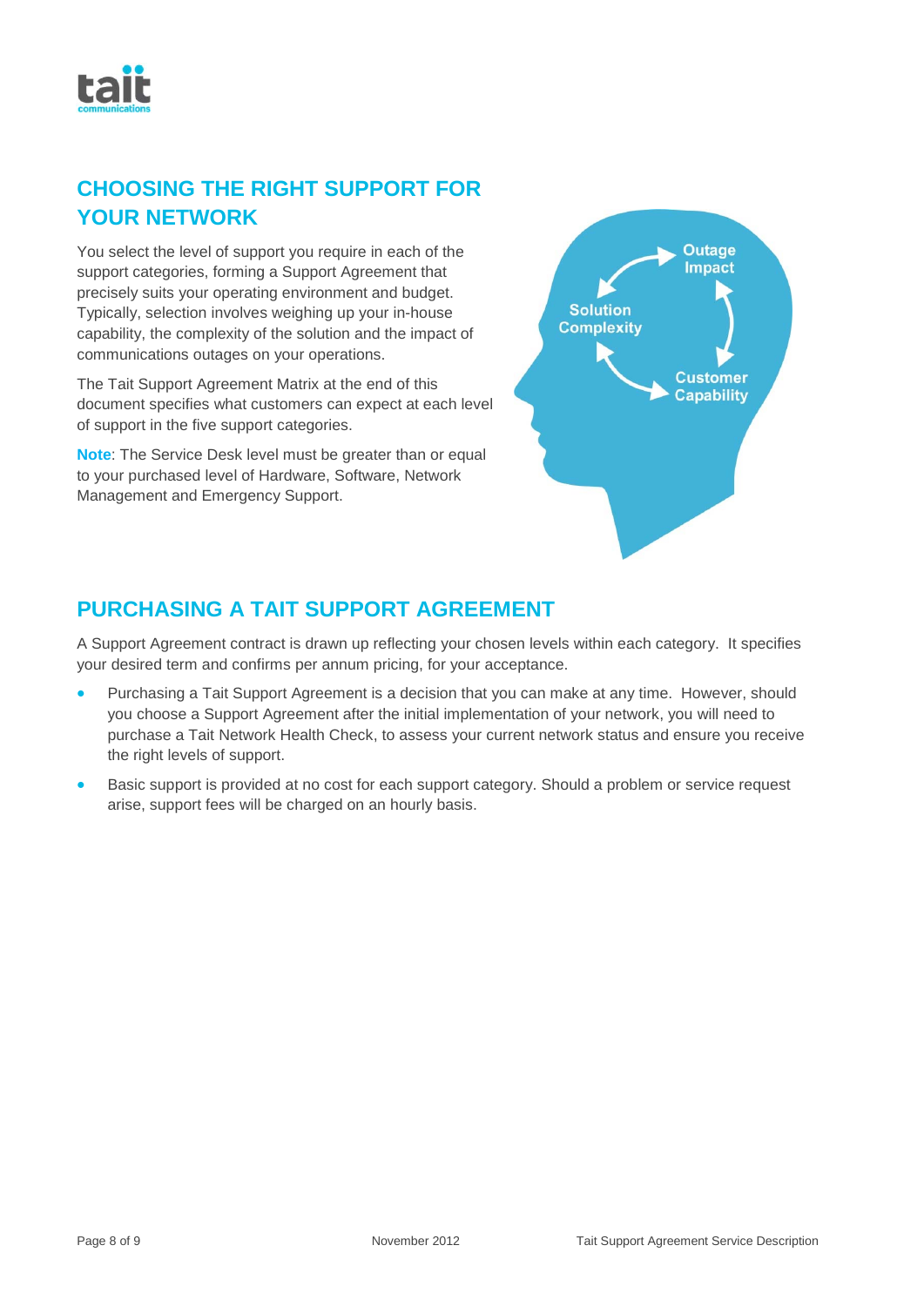## CHOOSING THE RIGHT SUPPORT FOR YOUR NETWORK

You select the level of support you require in each of the support categories, forming a Support Agreement that precisely suits your operating environment and budget. Typically, selection involves weighing up your in-house capability, the complexity of the solution and the impact of communications outages on your operations.

The Tait Support Agreement Matrix at the end of this document specifies what customers can expect at each level of support in the five support categories.

**Note**: The Service Desk level must be greater than or equal to your purchased level of Hardware, Software, Network Management and Emergency Support.

## PURCHASING A TAIT SUPPORT AGREEMENT

A Support Agreement contract is drawn up reflecting your chosen levels within each category. It specifies your desired term and confirms per annum pricing, for your acceptance.

- Purchasing a Tait Support Agreement is a decision that you can make at any time. However, should you choose a Support Agreement after the initial implementation of your network, you will need to purchase a Tait Network Health Check, to assess your current network status and ensure you receive the right levels of support.
- Basic support is provided at no cost for each support category. Should a problem or service request arise, support fees will be charged on an hourly basis.